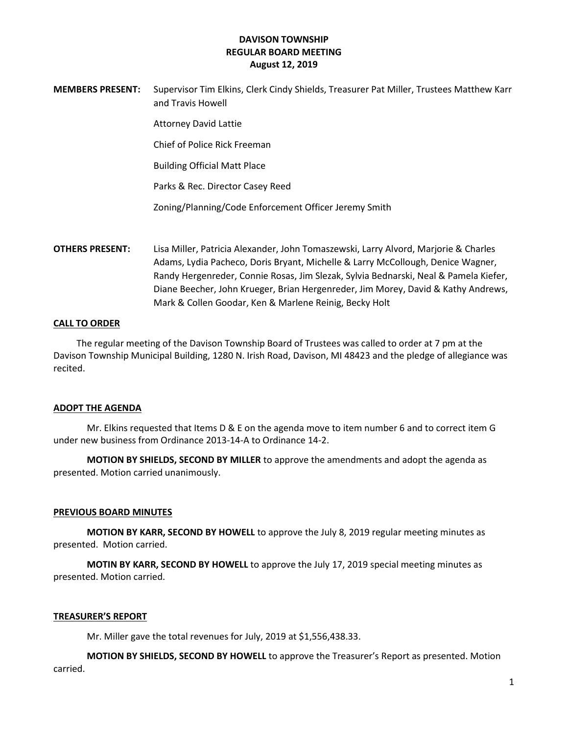# DAVISON TOWNSHIP
## REGULAR BOARD MEETING
### August 12, 2019

**MEMBERS PRESENT:** Supervisor Tim Elkins, Clerk Cindy Shields, Treasurer Pat Miller, Trustees Matthew Karr and Travis Howell

Attorney David Lattie

Chief of Police Rick Freeman

Building Official Matt Place

Parks & Rec. Director Casey Reed

Zoning/Planning/Code Enforcement Officer Jeremy Smith

**OTHERS PRESENT:** Lisa Miller, Patricia Alexander, John Tomaszewski, Larry Alvord, Marjorie & Charles Adams, Lydia Pacheco, Doris Bryant, Michelle & Larry McCollough, Denice Wagner, Randy Hergenreder, Connie Rosas, Jim Slezak, Sylvia Bednarski, Neal & Pamela Kiefer, Diane Beecher, John Krueger, Brian Hergenreder, Jim Morey, David & Kathy Andrews, Mark & Collen Goodar, Ken & Marlene Reinig, Becky Holt

**CALL TO ORDER**

The regular meeting of the Davison Township Board of Trustees was called to order at 7 pm at the Davison Township Municipal Building, 1280 N. Irish Road, Davison, MI 48423 and the pledge of allegiance was recited.

**ADOPT THE AGENDA**

Mr. Elkins requested that Items D & E on the agenda move to item number 6 and to correct item G under new business from Ordinance 2013-14-A to Ordinance 14-2.

**MOTION BY SHIELDS, SECOND BY MILLER** to approve the amendments and adopt the agenda as presented. Motion carried unanimously.

**PREVIOUS BOARD MINUTES**

**MOTION BY KARR, SECOND BY HOWELL** to approve the July 8, 2019 regular meeting minutes as presented. Motion carried.

**MOTIN BY KARR, SECOND BY HOWELL** to approve the July 17, 2019 special meeting minutes as presented. Motion carried.

**TREASURER'S REPORT**

Mr. Miller gave the total revenues for July, 2019 at $1,556,438.33.

**MOTION BY SHIELDS, SECOND BY HOWELL** to approve the Treasurer's Report as presented. Motion carried.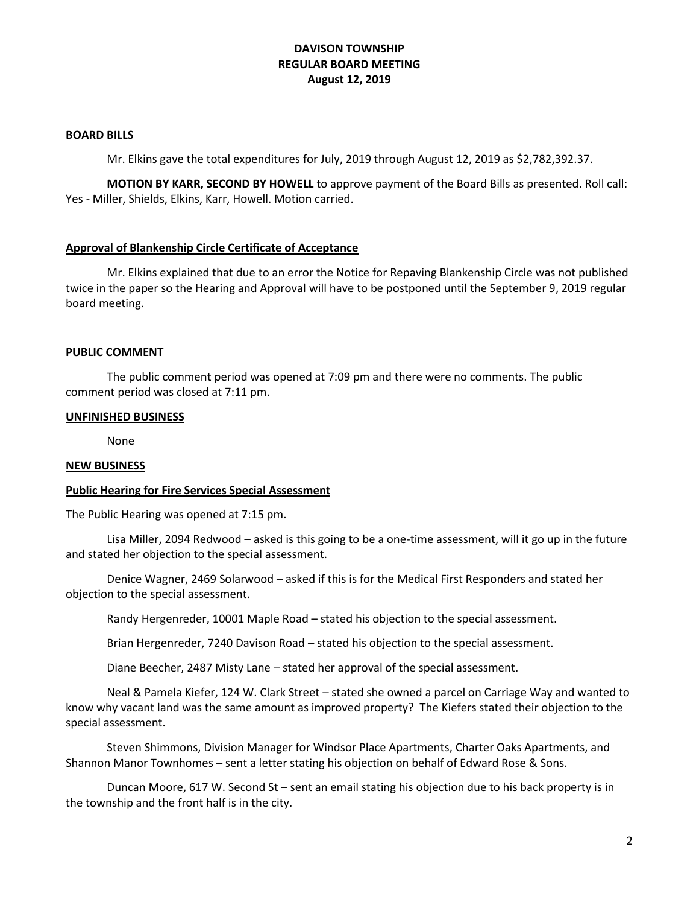**DAVISON TOWNSHIP**
**REGULAR BOARD MEETING**
**August 12, 2019**

**BOARD BILLS**

Mr. Elkins gave the total expenditures for July, 2019 through August 12, 2019 as $2,782,392.37.

**MOTION BY KARR, SECOND BY HOWELL** to approve payment of the Board Bills as presented. Roll call: Yes - Miller, Shields, Elkins, Karr, Howell. Motion carried.

**Approval of Blankenship Circle Certificate of Acceptance**

Mr. Elkins explained that due to an error the Notice for Repaving Blankenship Circle was not published twice in the paper so the Hearing and Approval will have to be postponed until the September 9, 2019 regular board meeting.

**PUBLIC COMMENT**

The public comment period was opened at 7:09 pm and there were no comments. The public comment period was closed at 7:11 pm.

**UNFINISHED BUSINESS**

None

**NEW BUSINESS**

**Public Hearing for Fire Services Special Assessment**

The Public Hearing was opened at 7:15 pm.

Lisa Miller, 2094 Redwood – asked is this going to be a one-time assessment, will it go up in the future and stated her objection to the special assessment.

Denice Wagner, 2469 Solarwood – asked if this is for the Medical First Responders and stated her objection to the special assessment.

Randy Hergenreder, 10001 Maple Road – stated his objection to the special assessment.

Brian Hergenreder, 7240 Davison Road – stated his objection to the special assessment.

Diane Beecher, 2487 Misty Lane – stated her approval of the special assessment.

Neal & Pamela Kiefer, 124 W. Clark Street – stated she owned a parcel on Carriage Way and wanted to know why vacant land was the same amount as improved property? The Kiefers stated their objection to the special assessment.

Steven Shimmons, Division Manager for Windsor Place Apartments, Charter Oaks Apartments, and Shannon Manor Townhomes – sent a letter stating his objection on behalf of Edward Rose & Sons.

Duncan Moore, 617 W. Second St – sent an email stating his objection due to his back property is in the township and the front half is in the city.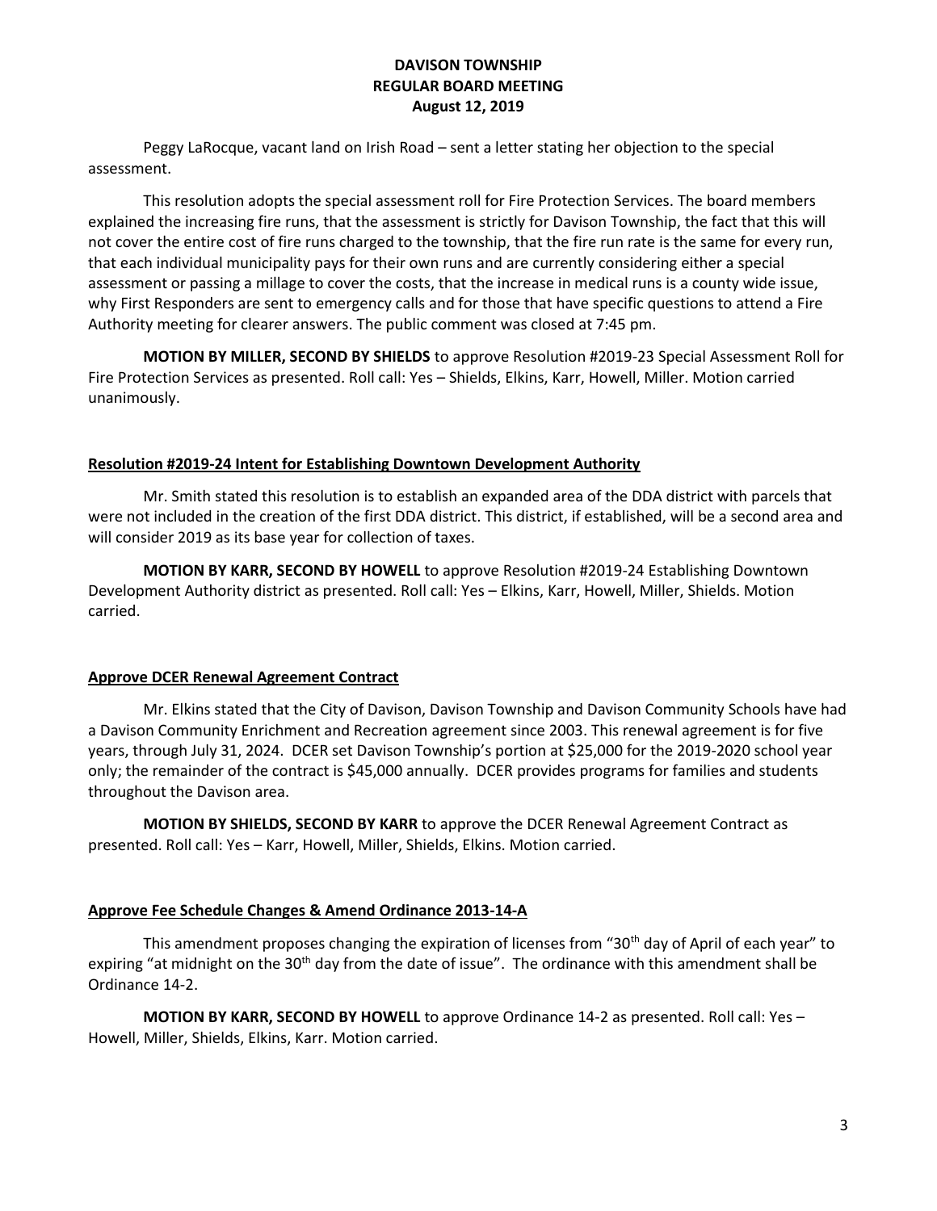Peggy LaRocque, vacant land on Irish Road – sent a letter stating her objection to the special assessment.

This resolution adopts the special assessment roll for Fire Protection Services. The board members explained the increasing fire runs, that the assessment is strictly for Davison Township, the fact that this will not cover the entire cost of fire runs charged to the township, that the fire run rate is the same for every run, that each individual municipality pays for their own runs and are currently considering either a special assessment or passing a millage to cover the costs, that the increase in medical runs is a county wide issue, why First Responders are sent to emergency calls and for those that have specific questions to attend a Fire Authority meeting for clearer answers. The public comment was closed at 7:45 pm.

**MOTION BY MILLER, SECOND BY SHIELDS** to approve Resolution #2019-23 Special Assessment Roll for Fire Protection Services as presented. Roll call: Yes – Shields, Elkins, Karr, Howell, Miller. Motion carried unanimously.

**Resolution #2019-24 Intent for Establishing Downtown Development Authority**

Mr. Smith stated this resolution is to establish an expanded area of the DDA district with parcels that were not included in the creation of the first DDA district. This district, if established, will be a second area and will consider 2019 as its base year for collection of taxes.

**MOTION BY KARR, SECOND BY HOWELL** to approve Resolution #2019-24 Establishing Downtown Development Authority district as presented. Roll call: Yes – Elkins, Karr, Howell, Miller, Shields. Motion carried.

**Approve DCER Renewal Agreement Contract**

Mr. Elkins stated that the City of Davison, Davison Township and Davison Community Schools have had a Davison Community Enrichment and Recreation agreement since 2003. This renewal agreement is for five years, through July 31, 2024. DCER set Davison Township's portion at $25,000 for the 2019-2020 school year only; the remainder of the contract is $45,000 annually. DCER provides programs for families and students throughout the Davison area.

**MOTION BY SHIELDS, SECOND BY KARR** to approve the DCER Renewal Agreement Contract as presented. Roll call: Yes – Karr, Howell, Miller, Shields, Elkins. Motion carried.

**Approve Fee Schedule Changes & Amend Ordinance 2013-14-A**

This amendment proposes changing the expiration of licenses from "30th day of April of each year" to expiring "at midnight on the 30th day from the date of issue". The ordinance with this amendment shall be Ordinance 14-2.

**MOTION BY KARR, SECOND BY HOWELL** to approve Ordinance 14-2 as presented. Roll call: Yes – Howell, Miller, Shields, Elkins, Karr. Motion carried.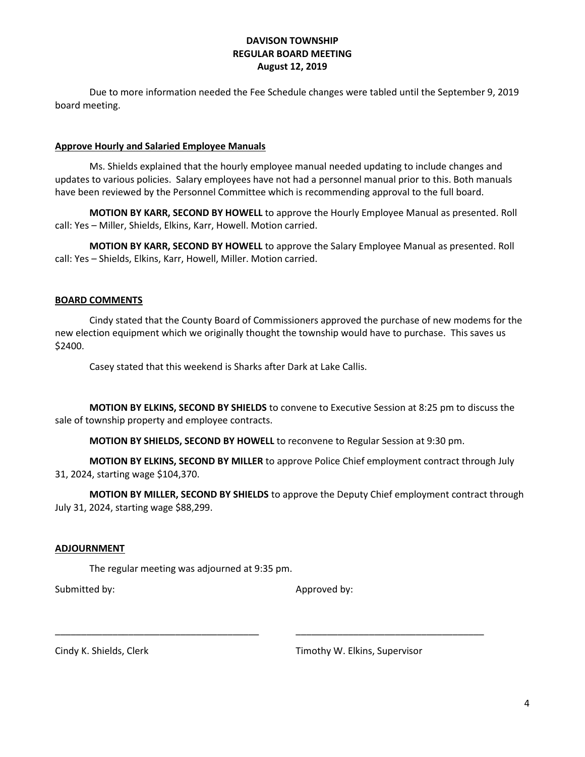Due to more information needed the Fee Schedule changes were tabled until the September 9, 2019 board meeting.

## Approve Hourly and Salaried Employee Manuals

Ms. Shields explained that the hourly employee manual needed updating to include changes and updates to various policies. Salary employees have not had a personnel manual prior to this. Both manuals have been reviewed by the Personnel Committee which is recommending approval to the full board.

**MOTION BY KARR, SECOND BY HOWELL** to approve the Hourly Employee Manual as presented. Roll call: Yes – Miller, Shields, Elkins, Karr, Howell. Motion carried.

**MOTION BY KARR, SECOND BY HOWELL** to approve the Salary Employee Manual as presented. Roll call: Yes – Shields, Elkins, Karr, Howell, Miller. Motion carried.

## BOARD COMMENTS

Cindy stated that the County Board of Commissioners approved the purchase of new modems for the new election equipment which we originally thought the township would have to purchase. This saves us $2400.

Casey stated that this weekend is Sharks after Dark at Lake Callis.

**MOTION BY ELKINS, SECOND BY SHIELDS** to convene to Executive Session at 8:25 pm to discuss the sale of township property and employee contracts.

**MOTION BY SHIELDS, SECOND BY HOWELL** to reconvene to Regular Session at 9:30 pm.

**MOTION BY ELKINS, SECOND BY MILLER** to approve Police Chief employment contract through July 31, 2024, starting wage $104,370.

**MOTION BY MILLER, SECOND BY SHIELDS** to approve the Deputy Chief employment contract through July 31, 2024, starting wage $88,299.

## ADJOURNMENT

The regular meeting was adjourned at 9:35 pm.

Submitted by: Approved by:

\_\_\_\_\_\_\_\_\_\_\_\_\_\_\_\_\_\_\_\_\_\_\_\_\_\_\_\_\_\_\_\_\_\_\_\_\_\_\_\_ \_\_\_\_\_\_\_\_\_\_\_\_\_\_\_\_\_\_\_\_\_\_\_\_\_\_\_\_\_\_\_\_\_\_\_\_\_\_\_\_

Cindy K. Shields, Clerk Timothy W. Elkins, Supervisor